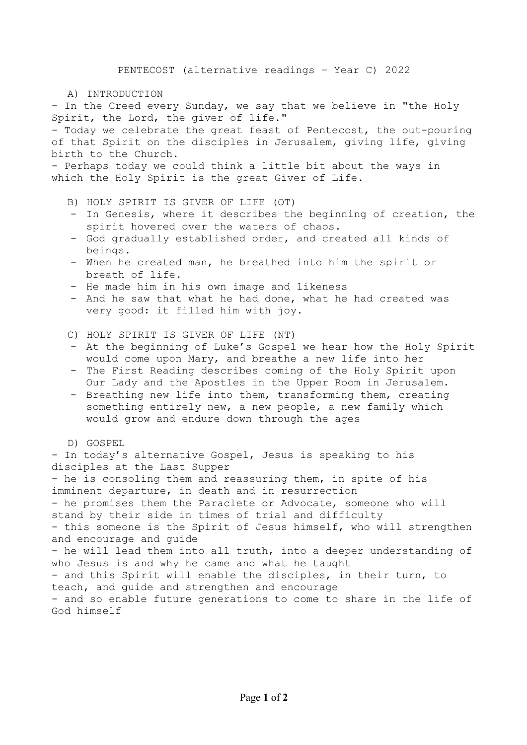# PENTECOST (alternative readings – Year C) 2022

## A) INTRODUCTION

- In the Creed every Sunday, we say that we believe in "the Holy Spirit, the Lord, the giver of life."
- Today we celebrate the great feast of Pentecost, the out-pouring of that Spirit on the disciples in Jerusalem, giving life, giving birth to the Church.
- Perhaps today we could think a little bit about the ways in which the Holy Spirit is the great Giver of Life.

## B) HOLY SPIRIT IS GIVER OF LIFE (OT)

- In Genesis, where it describes the beginning of creation, the spirit hovered over the waters of chaos.
- God gradually established order, and created all kinds of beings.
- When he created man, he breathed into him the spirit or breath of life.
- He made him in his own image and likeness
- And he saw that what he had done, what he had created was very good: it filled him with joy.

## C) HOLY SPIRIT IS GIVER OF LIFE (NT)

- At the beginning of Luke's Gospel we hear how the Holy Spirit would come upon Mary, and breathe a new life into her
- The First Reading describes coming of the Holy Spirit upon Our Lady and the Apostles in the Upper Room in Jerusalem.
- Breathing new life into them, transforming them, creating something entirely new, a new people, a new family which would grow and endure down through the ages

## D) GOSPEL

- In today's alternative Gospel, Jesus is speaking to his disciples at the Last Supper
- he is consoling them and reassuring them, in spite of his imminent departure, in death and in resurrection
- he promises them the Paraclete or Advocate, someone who will stand by their side in times of trial and difficulty
- this someone is the Spirit of Jesus himself, who will strengthen and encourage and guide
- he will lead them into all truth, into a deeper understanding of who Jesus is and why he came and what he taught
- and this Spirit will enable the disciples, in their turn, to teach, and guide and strengthen and encourage
- and so enable future generations to come to share in the life of God himself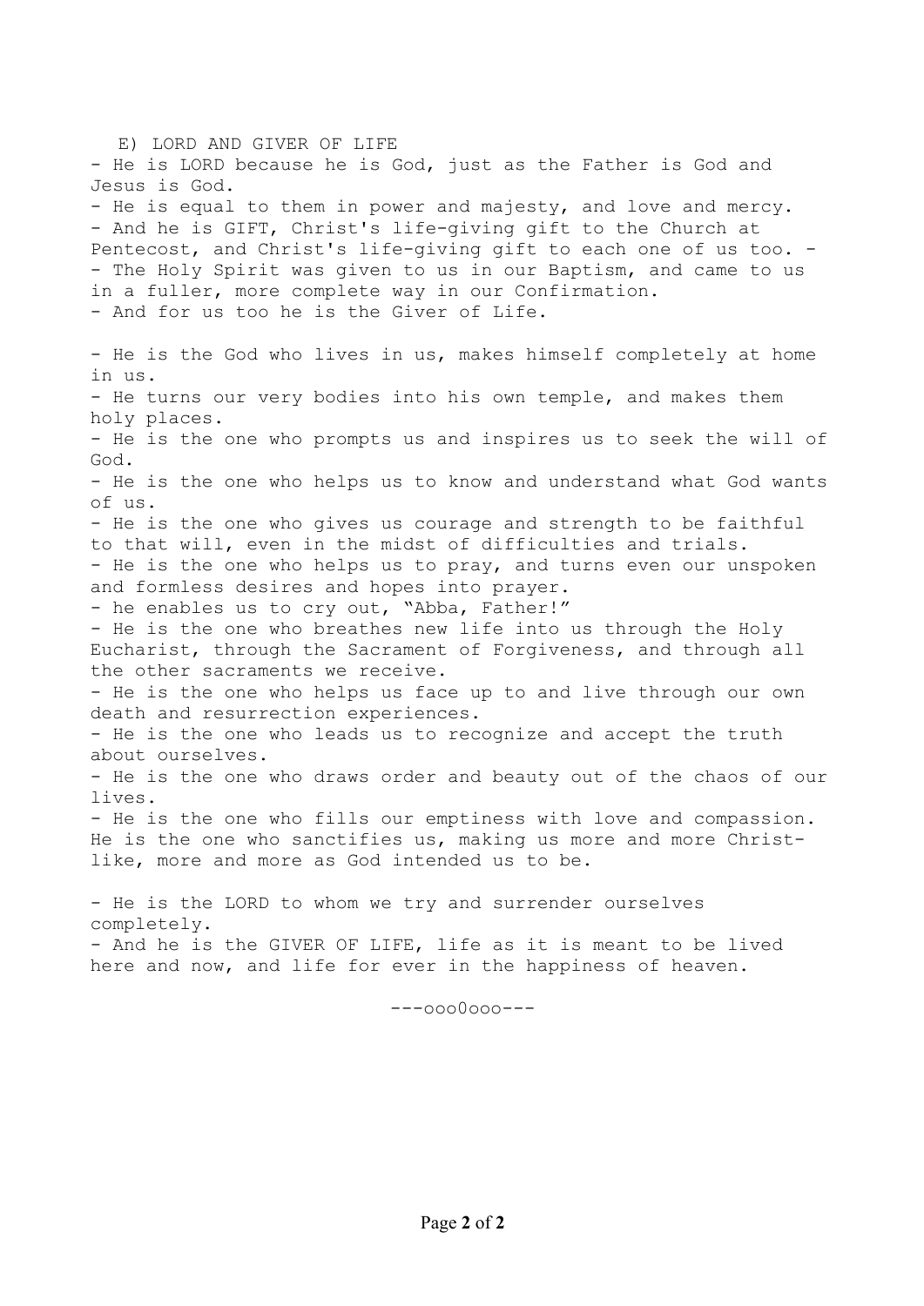E) LORD AND GIVER OF LIFE

- He is LORD because he is God, just as the Father is God and Jesus is God.
- He is equal to them in power and majesty, and love and mercy.
- And he is GIFT, Christ's life-giving gift to the Church at Pentecost, and Christ's life-giving gift to each one of us too. -
- The Holy Spirit was given to us in our Baptism, and came to us in a fuller, more complete way in our Confirmation.
- And for us too he is the Giver of Life.

- He is the God who lives in us, makes himself completely at home in us.
- He turns our very bodies into his own temple, and makes them holy places.
- He is the one who prompts us and inspires us to seek the will of God.
- He is the one who helps us to know and understand what God wants of us.
- He is the one who gives us courage and strength to be faithful to that will, even in the midst of difficulties and trials.
- He is the one who helps us to pray, and turns even our unspoken and formless desires and hopes into prayer.
- he enables us to cry out, "Abba, Father!"
- He is the one who breathes new life into us through the Holy Eucharist, through the Sacrament of Forgiveness, and through all the other sacraments we receive.
- He is the one who helps us face up to and live through our own death and resurrection experiences.
- He is the one who leads us to recognize and accept the truth about ourselves.
- He is the one who draws order and beauty out of the chaos of our lives.
- He is the one who fills our emptiness with love and compassion. He is the one who sanctifies us, making us more and more Christ-like, more and more as God intended us to be.

- He is the LORD to whom we try and surrender ourselves completely.
- And he is the GIVER OF LIFE, life as it is meant to be lived here and now, and life for ever in the happiness of heaven.

---ooo0ooo---